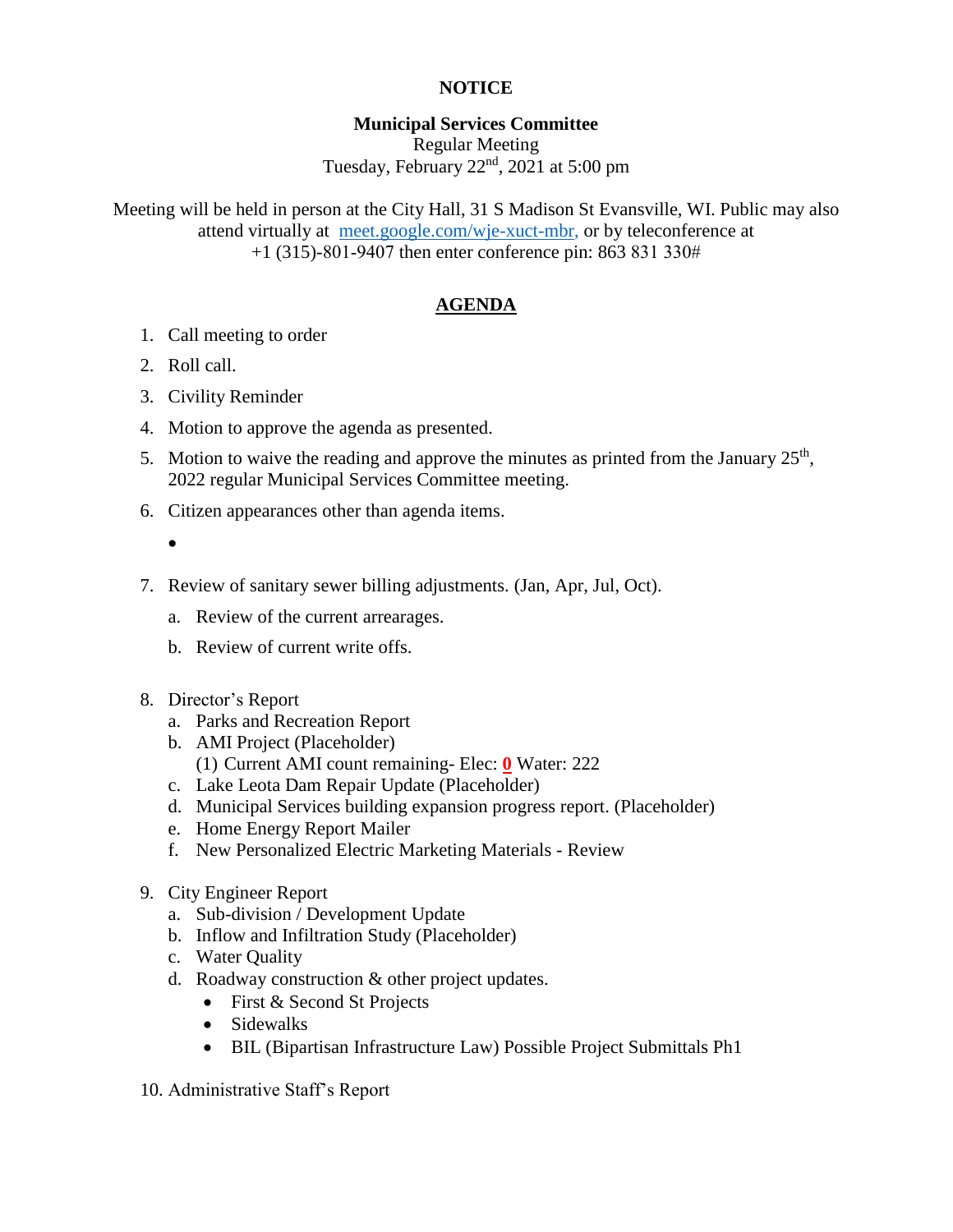**NOTICE**

**Municipal Services Committee**

Regular Meeting

Tuesday, February 22nd, 2021 at 5:00 pm

Meeting will be held in person at the City Hall, 31 S Madison St Evansville, WI. Public may also attend virtually at meet.google.com/wje-xuct-mbr, or by teleconference at +1 (315)-801-9407 then enter conference pin: 863 831 330#

## AGENDA

1. Call meeting to order
2. Roll call.
3. Civility Reminder
4. Motion to approve the agenda as presented.
5. Motion to waive the reading and approve the minutes as printed from the January 25th, 2022 regular Municipal Services Committee meeting.
6. Citizen appearances other than agenda items.
   - 
7. Review of sanitary sewer billing adjustments. (Jan, Apr, Jul, Oct).
   a. Review of the current arrearages.
   b. Review of current write offs.
8. Director's Report
   a. Parks and Recreation Report
   b. AMI Project (Placeholder)
      (1) Current AMI count remaining- Elec: **0** Water: 222
   c. Lake Leota Dam Repair Update (Placeholder)
   d. Municipal Services building expansion progress report. (Placeholder)
   e. Home Energy Report Mailer
   f. New Personalized Electric Marketing Materials - Review
9. City Engineer Report
   a. Sub-division / Development Update
   b. Inflow and Infiltration Study (Placeholder)
   c. Water Quality
   d. Roadway construction & other project updates.
      - First & Second St Projects
      - Sidewalks
      - BIL (Bipartisan Infrastructure Law) Possible Project Submittals Ph1
10. Administrative Staff's Report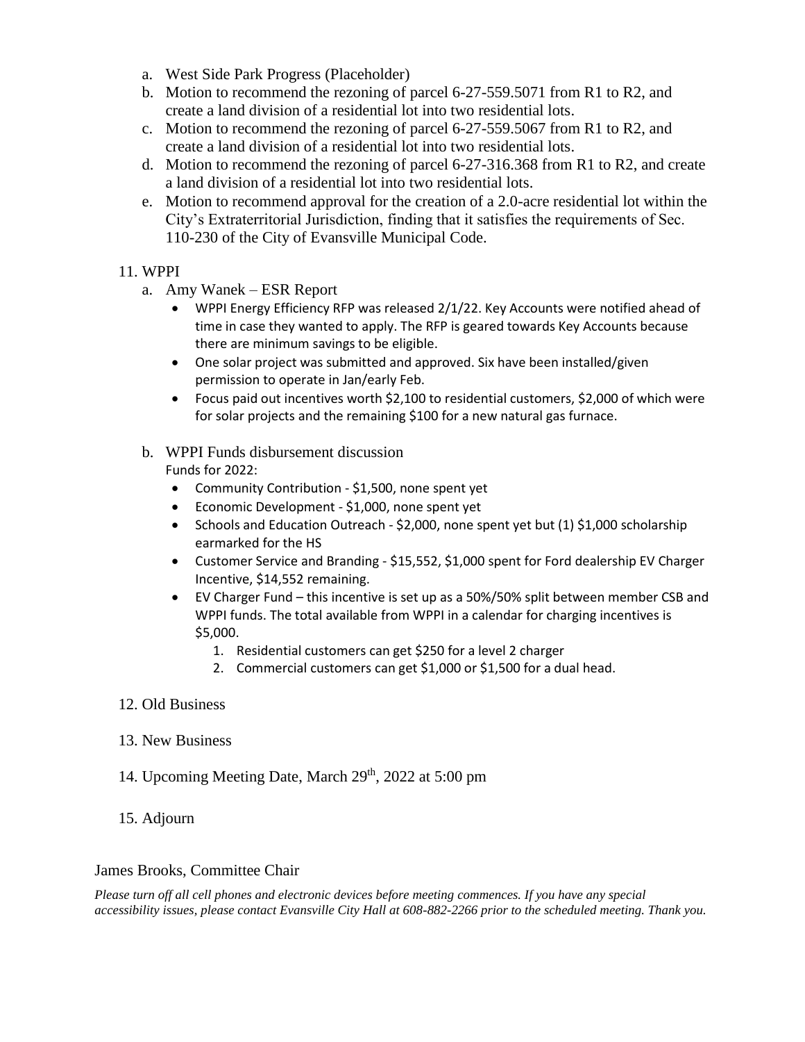a. West Side Park Progress (Placeholder)
b. Motion to recommend the rezoning of parcel 6-27-559.5071 from R1 to R2, and create a land division of a residential lot into two residential lots.
c. Motion to recommend the rezoning of parcel 6-27-559.5067 from R1 to R2, and create a land division of a residential lot into two residential lots.
d. Motion to recommend the rezoning of parcel 6-27-316.368 from R1 to R2, and create a land division of a residential lot into two residential lots.
e. Motion to recommend approval for the creation of a 2.0-acre residential lot within the City's Extraterritorial Jurisdiction, finding that it satisfies the requirements of Sec. 110-230 of the City of Evansville Municipal Code.

11. WPPI
   a. Amy Wanek – ESR Report
      - WPPI Energy Efficiency RFP was released 2/1/22. Key Accounts were notified ahead of time in case they wanted to apply. The RFP is geared towards Key Accounts because there are minimum savings to be eligible.
      - One solar project was submitted and approved. Six have been installed/given permission to operate in Jan/early Feb.
      - Focus paid out incentives worth $2,100 to residential customers, $2,000 of which were for solar projects and the remaining $100 for a new natural gas furnace.

   b. WPPI Funds disbursement discussion
      Funds for 2022:
      - Community Contribution - $1,500, none spent yet
      - Economic Development - $1,000, none spent yet
      - Schools and Education Outreach - $2,000, none spent yet but (1) $1,000 scholarship earmarked for the HS
      - Customer Service and Branding - $15,552, $1,000 spent for Ford dealership EV Charger Incentive, $14,552 remaining.
      - EV Charger Fund – this incentive is set up as a 50%/50% split between member CSB and WPPI funds. The total available from WPPI in a calendar for charging incentives is $5,000.
         1. Residential customers can get $250 for a level 2 charger
         2. Commercial customers can get $1,000 or $1,500 for a dual head.

12. Old Business

13. New Business

14. Upcoming Meeting Date, March 29th, 2022 at 5:00 pm

15. Adjourn

James Brooks, Committee Chair

*Please turn off all cell phones and electronic devices before meeting commences. If you have any special accessibility issues, please contact Evansville City Hall at 608-882-2266 prior to the scheduled meeting. Thank you.*